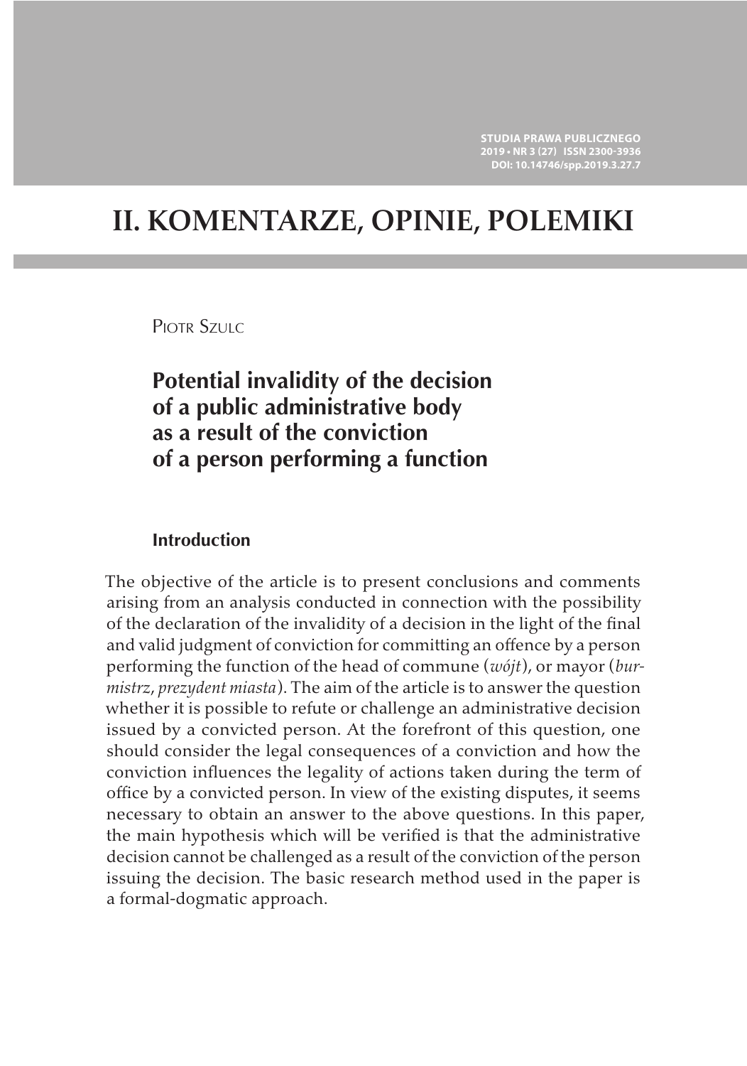# II. KOMENTARZE, OPINIE, POLEMIKI

Piotr Szulc

## Potential invalidity of the decision of a public administrative body as a result of the conviction of a person performing a function

### Introduction

The objective of the article is to present conclusions and comments arising from an analysis conducted in connection with the possibility of the declaration of the invalidity of a decision in the light of the final and valid judgment of conviction for committing an offence by a person performing the function of the head of commune (*wójt*), or mayor (*burmistrz*, *prezydent miasta*). The aim of the article is to answer the question whether it is possible to refute or challenge an administrative decision issued by a convicted person. At the forefront of this question, one should consider the legal consequences of a conviction and how the conviction influences the legality of actions taken during the term of office by a convicted person. In view of the existing disputes, it seems necessary to obtain an answer to the above questions. In this paper, the main hypothesis which will be verified is that the administrative decision cannot be challenged as a result of the conviction of the person issuing the decision. The basic research method used in the paper is a formal-dogmatic approach.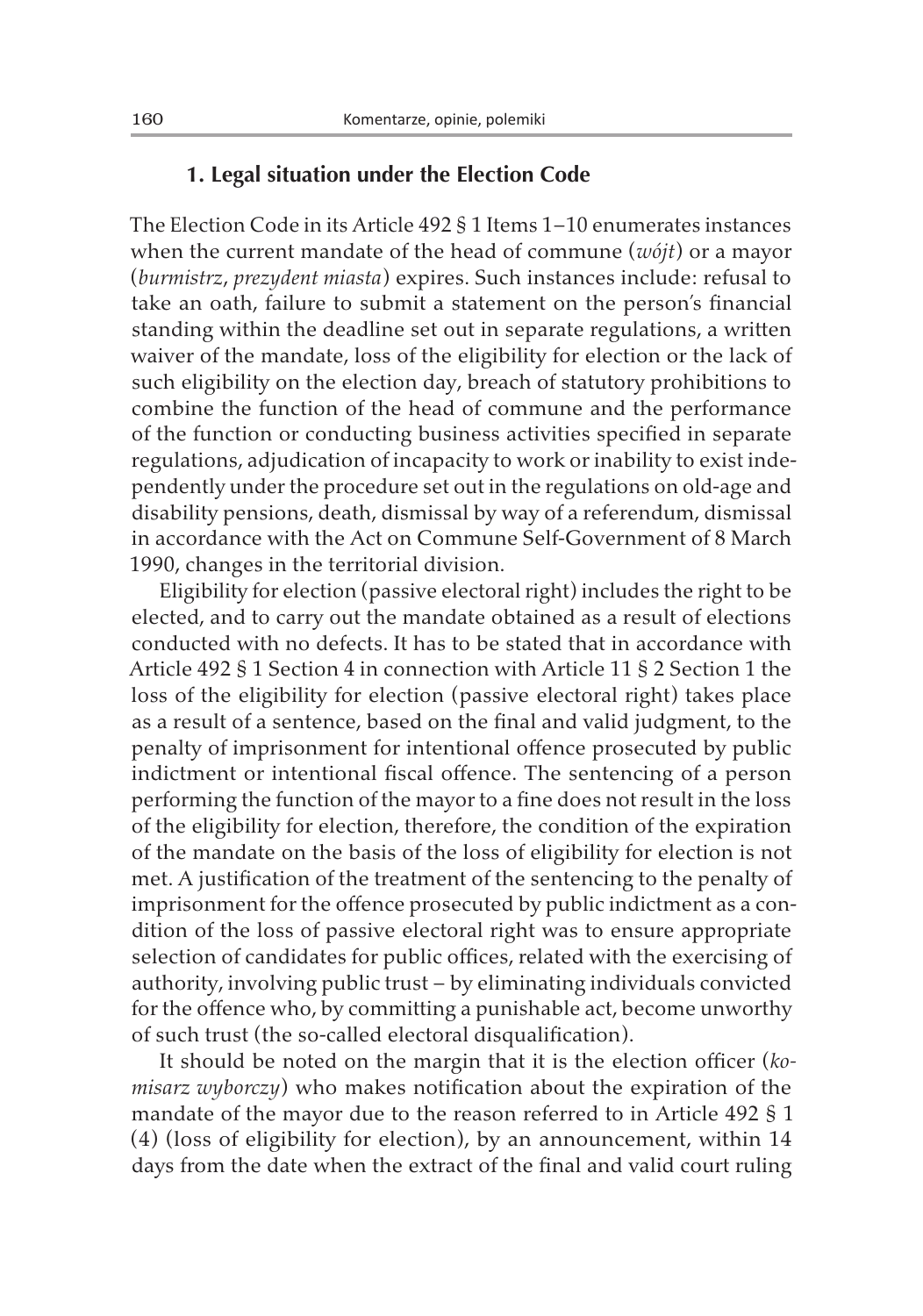### 1. Legal situation under the Election Code

The Election Code in its Article 492 § 1 Items 1–10 enumerates instances when the current mandate of the head of commune (*wójt*) or a mayor (*burmistrz*, *prezydent miasta*) expires. Such instances include: refusal to take an oath, failure to submit a statement on the person's financial standing within the deadline set out in separate regulations, a written waiver of the mandate, loss of the eligibility for election or the lack of such eligibility on the election day, breach of statutory prohibitions to combine the function of the head of commune and the performance of the function or conducting business activities specified in separate regulations, adjudication of incapacity to work or inability to exist independently under the procedure set out in the regulations on old-age and disability pensions, death, dismissal by way of a referendum, dismissal in accordance with the Act on Commune Self-Government of 8 March 1990, changes in the territorial division.

Eligibility for election (passive electoral right) includes the right to be elected, and to carry out the mandate obtained as a result of elections conducted with no defects. It has to be stated that in accordance with Article 492 § 1 Section 4 in connection with Article 11 § 2 Section 1 the loss of the eligibility for election (passive electoral right) takes place as a result of a sentence, based on the final and valid judgment, to the penalty of imprisonment for intentional offence prosecuted by public indictment or intentional fiscal offence. The sentencing of a person performing the function of the mayor to a fine does not result in the loss of the eligibility for election, therefore, the condition of the expiration of the mandate on the basis of the loss of eligibility for election is not met. A justification of the treatment of the sentencing to the penalty of imprisonment for the offence prosecuted by public indictment as a condition of the loss of passive electoral right was to ensure appropriate selection of candidates for public offices, related with the exercising of authority, involving public trust – by eliminating individuals convicted for the offence who, by committing a punishable act, become unworthy of such trust (the so-called electoral disqualification).

It should be noted on the margin that it is the election officer (*komisarz wyborczy*) who makes notification about the expiration of the mandate of the mayor due to the reason referred to in Article 492 § 1 (4) (loss of eligibility for election), by an announcement, within 14 days from the date when the extract of the final and valid court ruling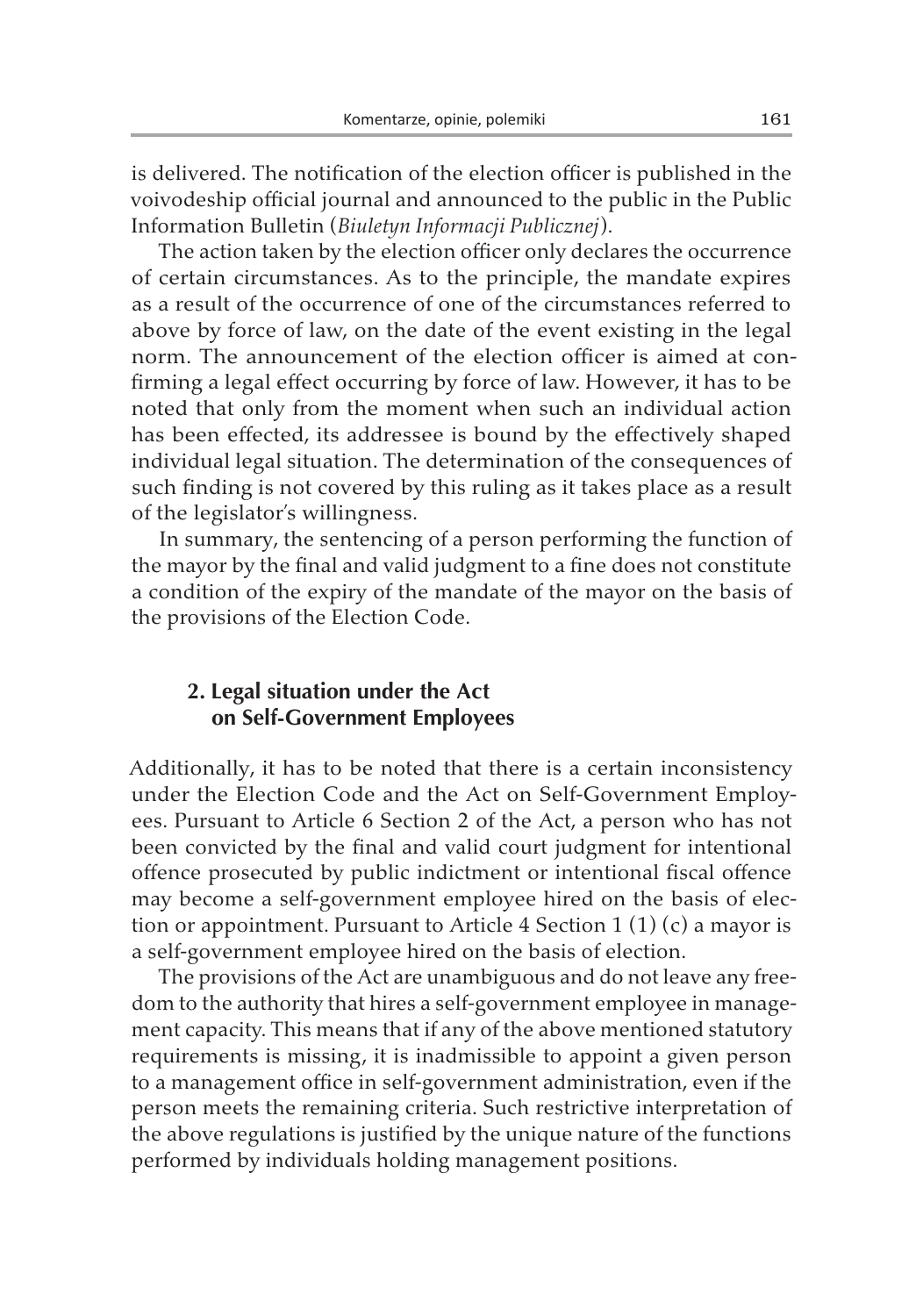is delivered. The notification of the election officer is published in the voivodeship official journal and announced to the public in the Public Information Bulletin (*Biuletyn Informacji Publicznej*).

The action taken by the election officer only declares the occurrence of certain circumstances. As to the principle, the mandate expires as a result of the occurrence of one of the circumstances referred to above by force of law, on the date of the event existing in the legal norm. The announcement of the election officer is aimed at confirming a legal effect occurring by force of law. However, it has to be noted that only from the moment when such an individual action has been effected, its addressee is bound by the effectively shaped individual legal situation. The determination of the consequences of such finding is not covered by this ruling as it takes place as a result of the legislator's willingness.

In summary, the sentencing of a person performing the function of the mayor by the final and valid judgment to a fine does not constitute a condition of the expiry of the mandate of the mayor on the basis of the provisions of the Election Code.

## 2. Legal situation under the Act on Self-Government Employees

Additionally, it has to be noted that there is a certain inconsistency under the Election Code and the Act on Self-Government Employees. Pursuant to Article 6 Section 2 of the Act, a person who has not been convicted by the final and valid court judgment for intentional offence prosecuted by public indictment or intentional fiscal offence may become a self-government employee hired on the basis of election or appointment. Pursuant to Article 4 Section 1 (1) (c) a mayor is a self-government employee hired on the basis of election.

The provisions of the Act are unambiguous and do not leave any freedom to the authority that hires a self-government employee in management capacity. This means that if any of the above mentioned statutory requirements is missing, it is inadmissible to appoint a given person to a management office in self-government administration, even if the person meets the remaining criteria. Such restrictive interpretation of the above regulations is justified by the unique nature of the functions performed by individuals holding management positions.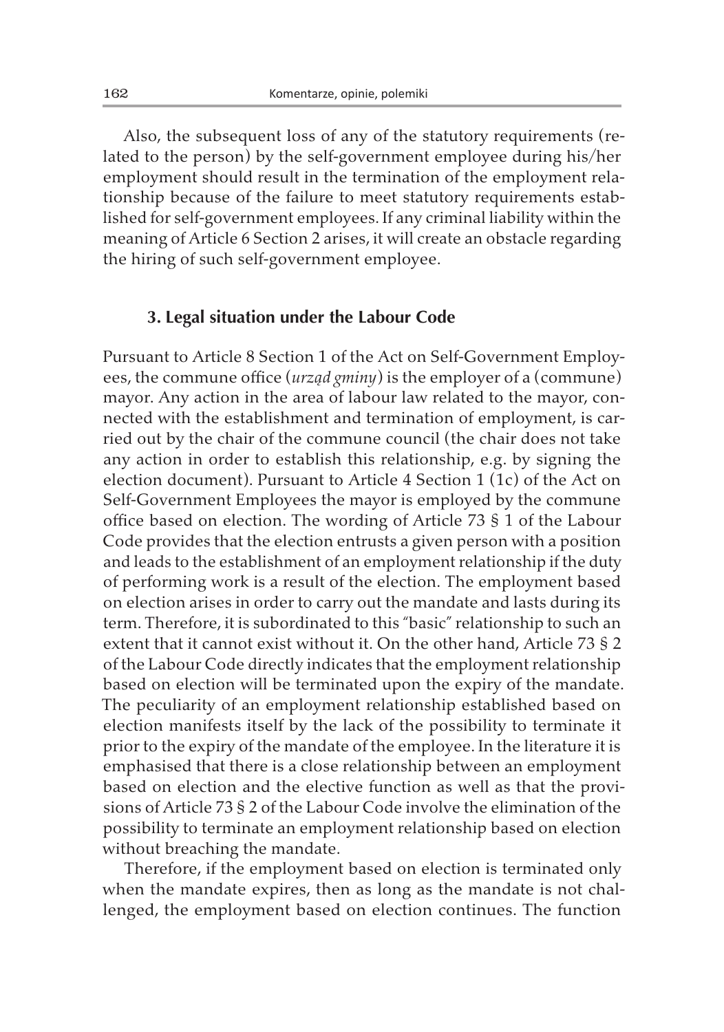Also, the subsequent loss of any of the statutory requirements (related to the person) by the self-government employee during his/her employment should result in the termination of the employment relationship because of the failure to meet statutory requirements established for self-government employees. If any criminal liability within the meaning of Article 6 Section 2 arises, it will create an obstacle regarding the hiring of such self-government employee.

### 3. Legal situation under the Labour Code

Pursuant to Article 8 Section 1 of the Act on Self-Government Employees, the commune office (*urząd gminy*) is the employer of a (commune) mayor. Any action in the area of labour law related to the mayor, connected with the establishment and termination of employment, is carried out by the chair of the commune council (the chair does not take any action in order to establish this relationship, e.g. by signing the election document). Pursuant to Article 4 Section 1 (1c) of the Act on Self-Government Employees the mayor is employed by the commune office based on election. The wording of Article 73 § 1 of the Labour Code provides that the election entrusts a given person with a position and leads to the establishment of an employment relationship if the duty of performing work is a result of the election. The employment based on election arises in order to carry out the mandate and lasts during its term. Therefore, it is subordinated to this "basic" relationship to such an extent that it cannot exist without it. On the other hand, Article 73 § 2 of the Labour Code directly indicates that the employment relationship based on election will be terminated upon the expiry of the mandate. The peculiarity of an employment relationship established based on election manifests itself by the lack of the possibility to terminate it prior to the expiry of the mandate of the employee. In the literature it is emphasised that there is a close relationship between an employment based on election and the elective function as well as that the provisions of Article 73 § 2 of the Labour Code involve the elimination of the possibility to terminate an employment relationship based on election without breaching the mandate.

Therefore, if the employment based on election is terminated only when the mandate expires, then as long as the mandate is not challenged, the employment based on election continues. The function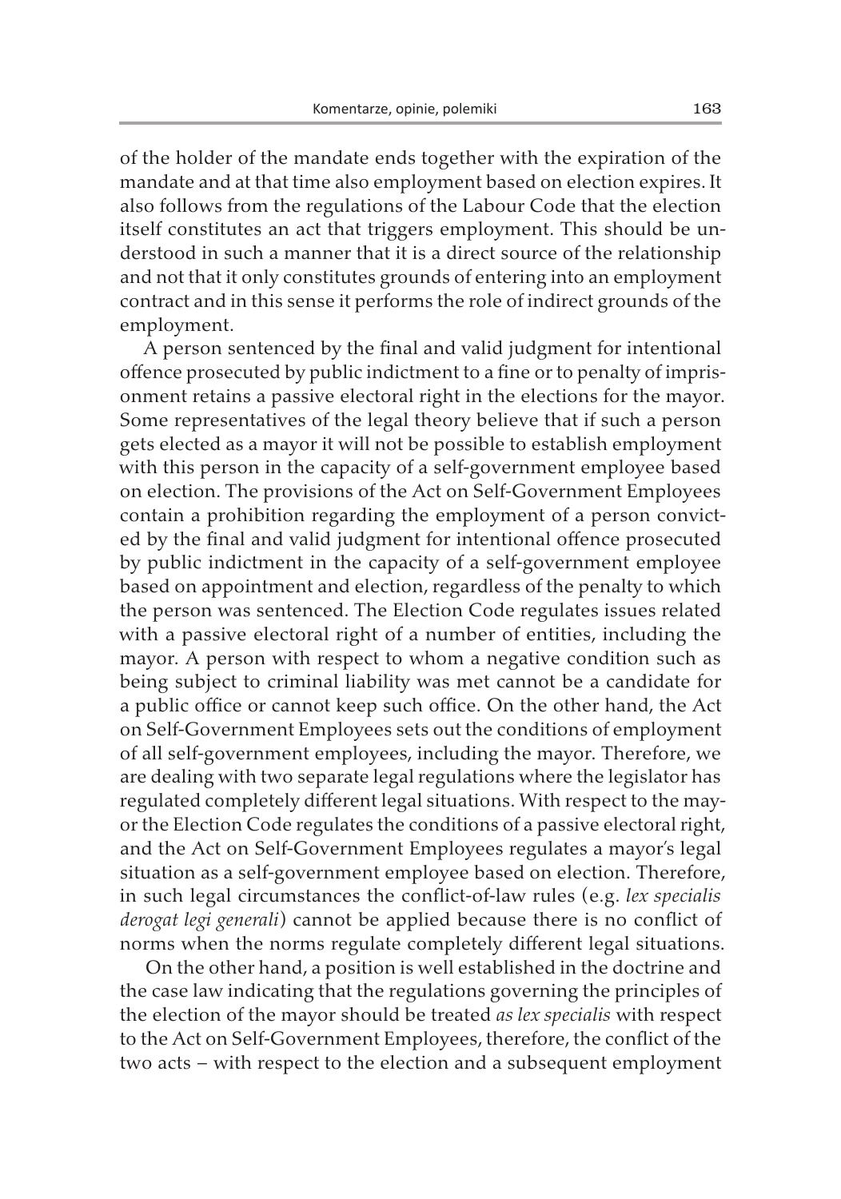of the holder of the mandate ends together with the expiration of the mandate and at that time also employment based on election expires. It also follows from the regulations of the Labour Code that the election itself constitutes an act that triggers employment. This should be understood in such a manner that it is a direct source of the relationship and not that it only constitutes grounds of entering into an employment contract and in this sense it performs the role of indirect grounds of the employment.

A person sentenced by the final and valid judgment for intentional offence prosecuted by public indictment to a fine or to penalty of imprisonment retains a passive electoral right in the elections for the mayor. Some representatives of the legal theory believe that if such a person gets elected as a mayor it will not be possible to establish employment with this person in the capacity of a self-government employee based on election. The provisions of the Act on Self-Government Employees contain a prohibition regarding the employment of a person convicted by the final and valid judgment for intentional offence prosecuted by public indictment in the capacity of a self-government employee based on appointment and election, regardless of the penalty to which the person was sentenced. The Election Code regulates issues related with a passive electoral right of a number of entities, including the mayor. A person with respect to whom a negative condition such as being subject to criminal liability was met cannot be a candidate for a public office or cannot keep such office. On the other hand, the Act on Self-Government Employees sets out the conditions of employment of all self-government employees, including the mayor. Therefore, we are dealing with two separate legal regulations where the legislator has regulated completely different legal situations. With respect to the mayor the Election Code regulates the conditions of a passive electoral right, and the Act on Self-Government Employees regulates a mayor's legal situation as a self-government employee based on election. Therefore, in such legal circumstances the conflict-of-law rules (e.g. *lex specialis derogat legi generali*) cannot be applied because there is no conflict of norms when the norms regulate completely different legal situations.

On the other hand, a position is well established in the doctrine and the case law indicating that the regulations governing the principles of the election of the mayor should be treated *as lex specialis* with respect to the Act on Self-Government Employees, therefore, the conflict of the two acts – with respect to the election and a subsequent employment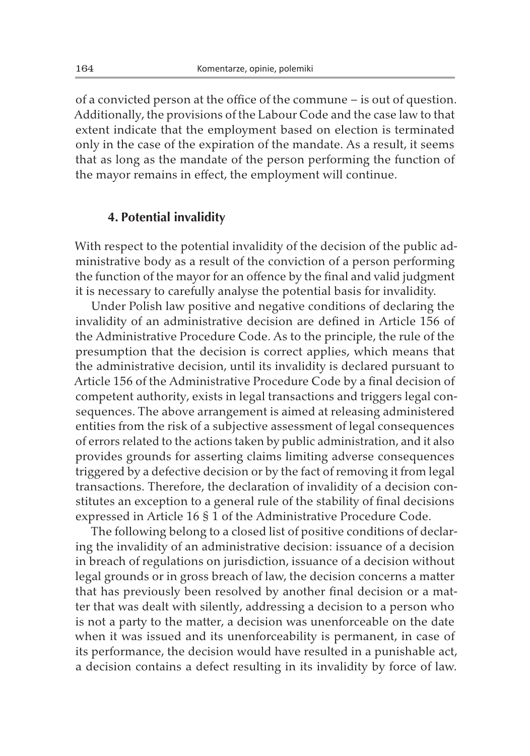of a convicted person at the office of the commune – is out of question. Additionally, the provisions of the Labour Code and the case law to that extent indicate that the employment based on election is terminated only in the case of the expiration of the mandate. As a result, it seems that as long as the mandate of the person performing the function of the mayor remains in effect, the employment will continue.

## 4. Potential invalidity

With respect to the potential invalidity of the decision of the public administrative body as a result of the conviction of a person performing the function of the mayor for an offence by the final and valid judgment it is necessary to carefully analyse the potential basis for invalidity.

Under Polish law positive and negative conditions of declaring the invalidity of an administrative decision are defined in Article 156 of the Administrative Procedure Code. As to the principle, the rule of the presumption that the decision is correct applies, which means that the administrative decision, until its invalidity is declared pursuant to Article 156 of the Administrative Procedure Code by a final decision of competent authority, exists in legal transactions and triggers legal consequences. The above arrangement is aimed at releasing administered entities from the risk of a subjective assessment of legal consequences of errors related to the actions taken by public administration, and it also provides grounds for asserting claims limiting adverse consequences triggered by a defective decision or by the fact of removing it from legal transactions. Therefore, the declaration of invalidity of a decision constitutes an exception to a general rule of the stability of final decisions expressed in Article 16 § 1 of the Administrative Procedure Code.

The following belong to a closed list of positive conditions of declaring the invalidity of an administrative decision: issuance of a decision in breach of regulations on jurisdiction, issuance of a decision without legal grounds or in gross breach of law, the decision concerns a matter that has previously been resolved by another final decision or a matter that was dealt with silently, addressing a decision to a person who is not a party to the matter, a decision was unenforceable on the date when it was issued and its unenforceability is permanent, in case of its performance, the decision would have resulted in a punishable act, a decision contains a defect resulting in its invalidity by force of law.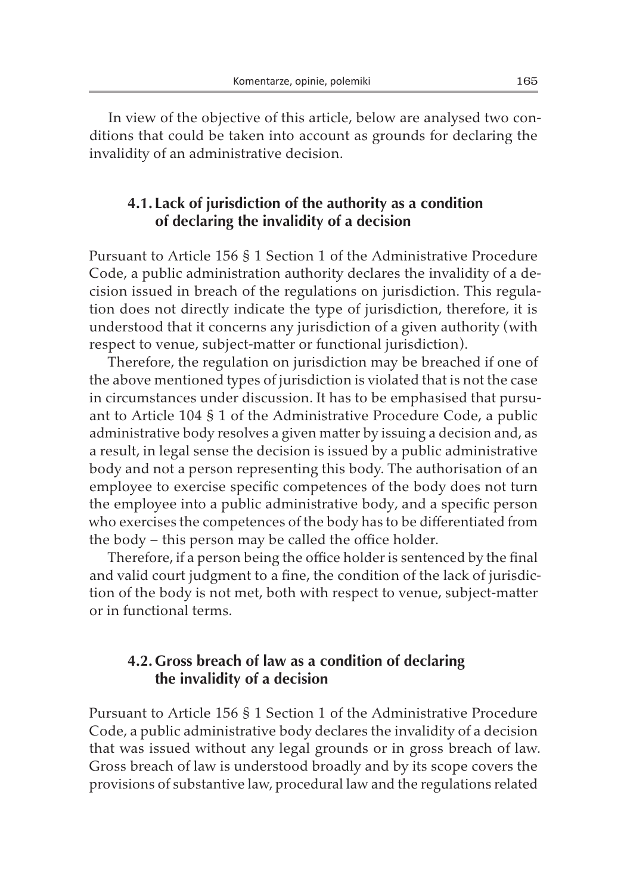In view of the objective of this article, below are analysed two conditions that could be taken into account as grounds for declaring the invalidity of an administrative decision.

### 4.1. Lack of jurisdiction of the authority as a condition of declaring the invalidity of a decision

Pursuant to Article 156 § 1 Section 1 of the Administrative Procedure Code, a public administration authority declares the invalidity of a decision issued in breach of the regulations on jurisdiction. This regulation does not directly indicate the type of jurisdiction, therefore, it is understood that it concerns any jurisdiction of a given authority (with respect to venue, subject-matter or functional jurisdiction).

Therefore, the regulation on jurisdiction may be breached if one of the above mentioned types of jurisdiction is violated that is not the case in circumstances under discussion. It has to be emphasised that pursuant to Article 104 § 1 of the Administrative Procedure Code, a public administrative body resolves a given matter by issuing a decision and, as a result, in legal sense the decision is issued by a public administrative body and not a person representing this body. The authorisation of an employee to exercise specific competences of the body does not turn the employee into a public administrative body, and a specific person who exercises the competences of the body has to be differentiated from the body – this person may be called the office holder.

Therefore, if a person being the office holder is sentenced by the final and valid court judgment to a fine, the condition of the lack of jurisdiction of the body is not met, both with respect to venue, subject-matter or in functional terms.

### 4.2. Gross breach of law as a condition of declaring the invalidity of a decision

Pursuant to Article 156 § 1 Section 1 of the Administrative Procedure Code, a public administrative body declares the invalidity of a decision that was issued without any legal grounds or in gross breach of law. Gross breach of law is understood broadly and by its scope covers the provisions of substantive law, procedural law and the regulations related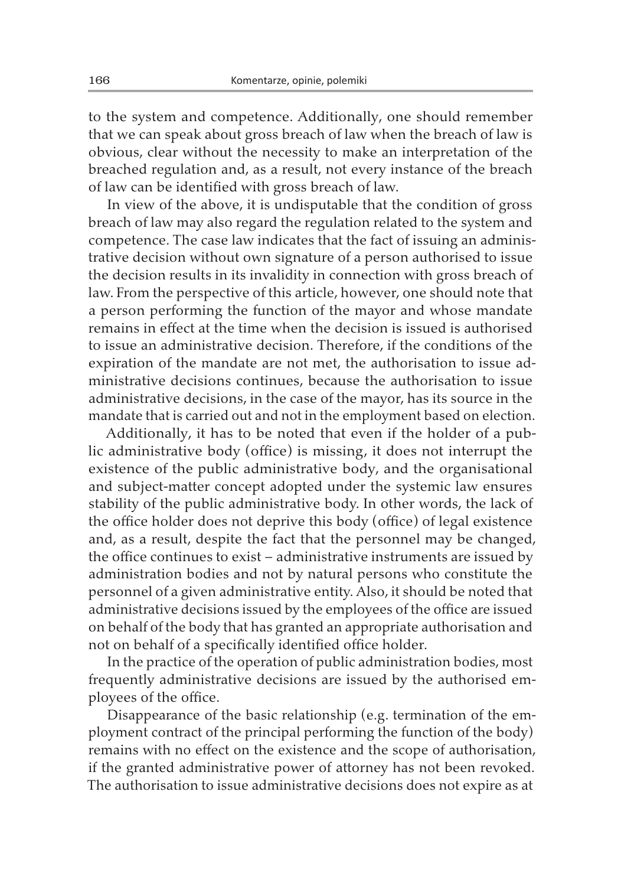to the system and competence. Additionally, one should remember that we can speak about gross breach of law when the breach of law is obvious, clear without the necessity to make an interpretation of the breached regulation and, as a result, not every instance of the breach of law can be identified with gross breach of law.

In view of the above, it is undisputable that the condition of gross breach of law may also regard the regulation related to the system and competence. The case law indicates that the fact of issuing an administrative decision without own signature of a person authorised to issue the decision results in its invalidity in connection with gross breach of law. From the perspective of this article, however, one should note that a person performing the function of the mayor and whose mandate remains in effect at the time when the decision is issued is authorised to issue an administrative decision. Therefore, if the conditions of the expiration of the mandate are not met, the authorisation to issue administrative decisions continues, because the authorisation to issue administrative decisions, in the case of the mayor, has its source in the mandate that is carried out and not in the employment based on election.

Additionally, it has to be noted that even if the holder of a public administrative body (office) is missing, it does not interrupt the existence of the public administrative body, and the organisational and subject-matter concept adopted under the systemic law ensures stability of the public administrative body. In other words, the lack of the office holder does not deprive this body (office) of legal existence and, as a result, despite the fact that the personnel may be changed, the office continues to exist – administrative instruments are issued by administration bodies and not by natural persons who constitute the personnel of a given administrative entity. Also, it should be noted that administrative decisions issued by the employees of the office are issued on behalf of the body that has granted an appropriate authorisation and not on behalf of a specifically identified office holder.

In the practice of the operation of public administration bodies, most frequently administrative decisions are issued by the authorised employees of the office.

Disappearance of the basic relationship (e.g. termination of the employment contract of the principal performing the function of the body) remains with no effect on the existence and the scope of authorisation, if the granted administrative power of attorney has not been revoked. The authorisation to issue administrative decisions does not expire as at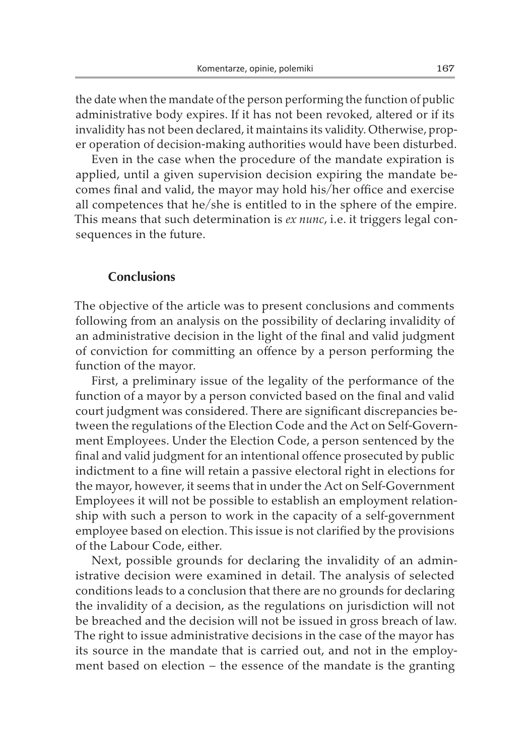the date when the mandate of the person performing the function of public administrative body expires. If it has not been revoked, altered or if its invalidity has not been declared, it maintains its validity. Otherwise, proper operation of decision-making authorities would have been disturbed.

Even in the case when the procedure of the mandate expiration is applied, until a given supervision decision expiring the mandate becomes final and valid, the mayor may hold his/her office and exercise all competences that he/she is entitled to in the sphere of the empire. This means that such determination is *ex nunc*, i.e. it triggers legal consequences in the future.

## Conclusions

The objective of the article was to present conclusions and comments following from an analysis on the possibility of declaring invalidity of an administrative decision in the light of the final and valid judgment of conviction for committing an offence by a person performing the function of the mayor.

First, a preliminary issue of the legality of the performance of the function of a mayor by a person convicted based on the final and valid court judgment was considered. There are significant discrepancies between the regulations of the Election Code and the Act on Self-Government Employees. Under the Election Code, a person sentenced by the final and valid judgment for an intentional offence prosecuted by public indictment to a fine will retain a passive electoral right in elections for the mayor, however, it seems that in under the Act on Self-Government Employees it will not be possible to establish an employment relationship with such a person to work in the capacity of a self-government employee based on election. This issue is not clarified by the provisions of the Labour Code, either.

Next, possible grounds for declaring the invalidity of an administrative decision were examined in detail. The analysis of selected conditions leads to a conclusion that there are no grounds for declaring the invalidity of a decision, as the regulations on jurisdiction will not be breached and the decision will not be issued in gross breach of law. The right to issue administrative decisions in the case of the mayor has its source in the mandate that is carried out, and not in the employment based on election – the essence of the mandate is the granting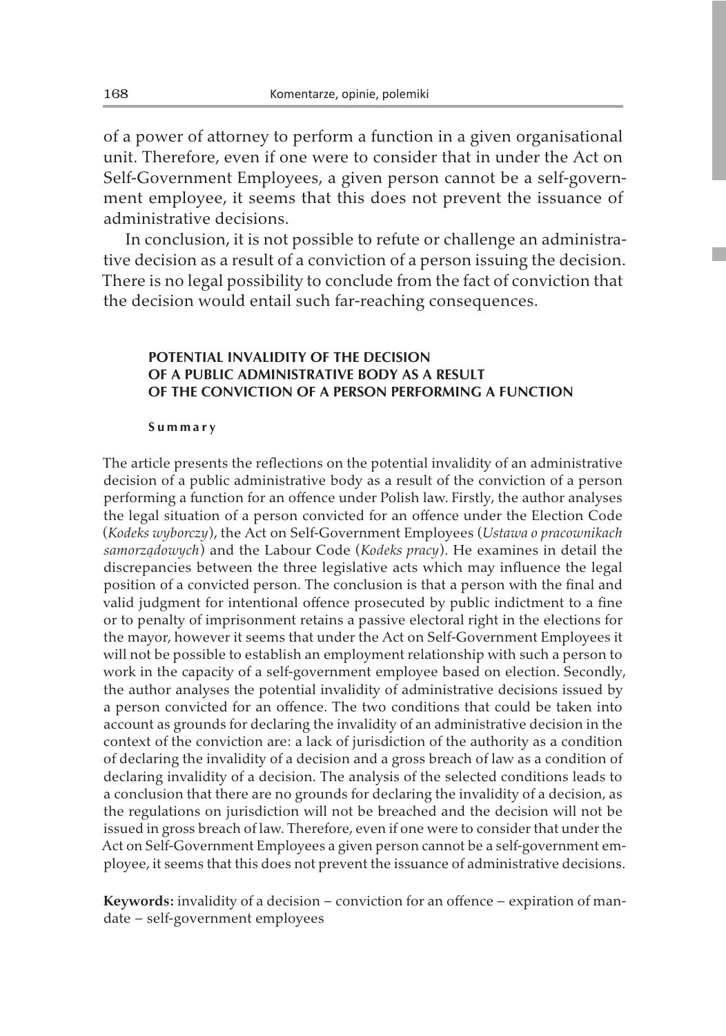of a power of attorney to perform a function in a given organisational unit. Therefore, even if one were to consider that in under the Act on Self-Government Employees, a given person cannot be a self-government employee, it seems that this does not prevent the issuance of administrative decisions.

In conclusion, it is not possible to refute or challenge an administrative decision as a result of a conviction of a person issuing the decision. There is no legal possibility to conclude from the fact of conviction that the decision would entail such far-reaching consequences.

## POTENTIAL INVALIDITY OF THE DECISION OF A PUBLIC ADMINISTRATIVE BODY AS A RESULT OF THE CONVICTION OF A PERSON PERFORMING A FUNCTION

**Summary**

The article presents the reflections on the potential invalidity of an administrative decision of a public administrative body as a result of the conviction of a person performing a function for an offence under Polish law. Firstly, the author analyses the legal situation of a person convicted for an offence under the Election Code (*Kodeks wyborczy*), the Act on Self-Government Employees (*Ustawa o pracownikach samorządowych*) and the Labour Code (*Kodeks pracy*). He examines in detail the discrepancies between the three legislative acts which may influence the legal position of a convicted person. The conclusion is that a person with the final and valid judgment for intentional offence prosecuted by public indictment to a fine or to penalty of imprisonment retains a passive electoral right in the elections for the mayor, however it seems that under the Act on Self-Government Employees it will not be possible to establish an employment relationship with such a person to work in the capacity of a self-government employee based on election. Secondly, the author analyses the potential invalidity of administrative decisions issued by a person convicted for an offence. The two conditions that could be taken into account as grounds for declaring the invalidity of an administrative decision in the context of the conviction are: a lack of jurisdiction of the authority as a condition of declaring the invalidity of a decision and a gross breach of law as a condition of declaring invalidity of a decision. The analysis of the selected conditions leads to a conclusion that there are no grounds for declaring the invalidity of a decision, as the regulations on jurisdiction will not be breached and the decision will not be issued in gross breach of law. Therefore, even if one were to consider that under the Act on Self-Government Employees a given person cannot be a self-government employee, it seems that this does not prevent the issuance of administrative decisions.

**Keywords:** invalidity of a decision – conviction for an offence – expiration of mandate – self-government employees